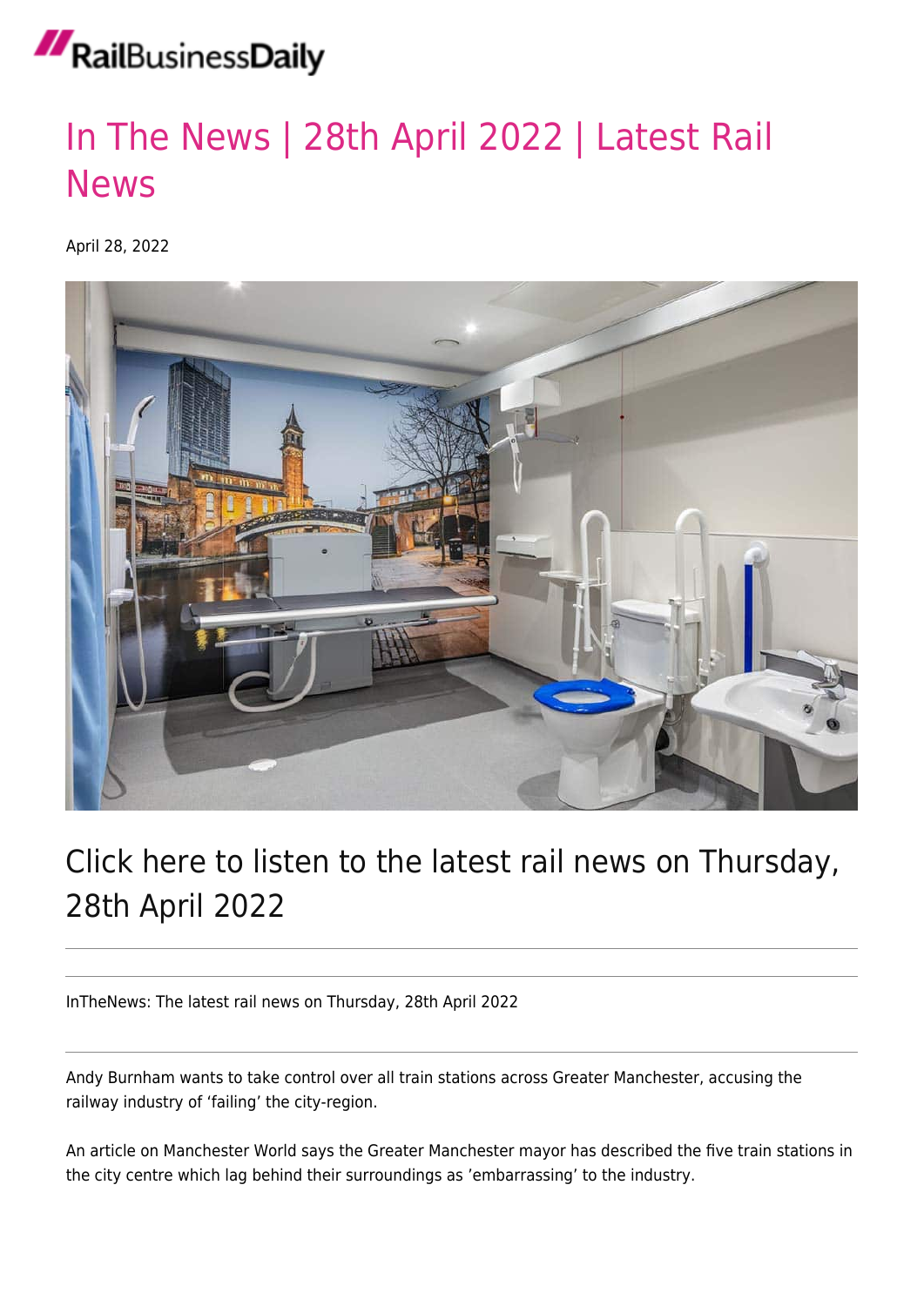# In The News | 28th April 2022 | Latest Rail News

April 28, 2022

## Click here to listen to the latest rail news on Thursday, 28th April 2022

---

InTheNews: The latest rail news on Thursday, 28th April 2022

---

Andy Burnham wants to take control over all train stations across Greater Manchester, accusing the railway industry of 'failing' the city-region.

An article on Manchester World says the Greater Manchester mayor has described the five train stations in the city centre which lag behind their surroundings as 'embarrassing' to the industry.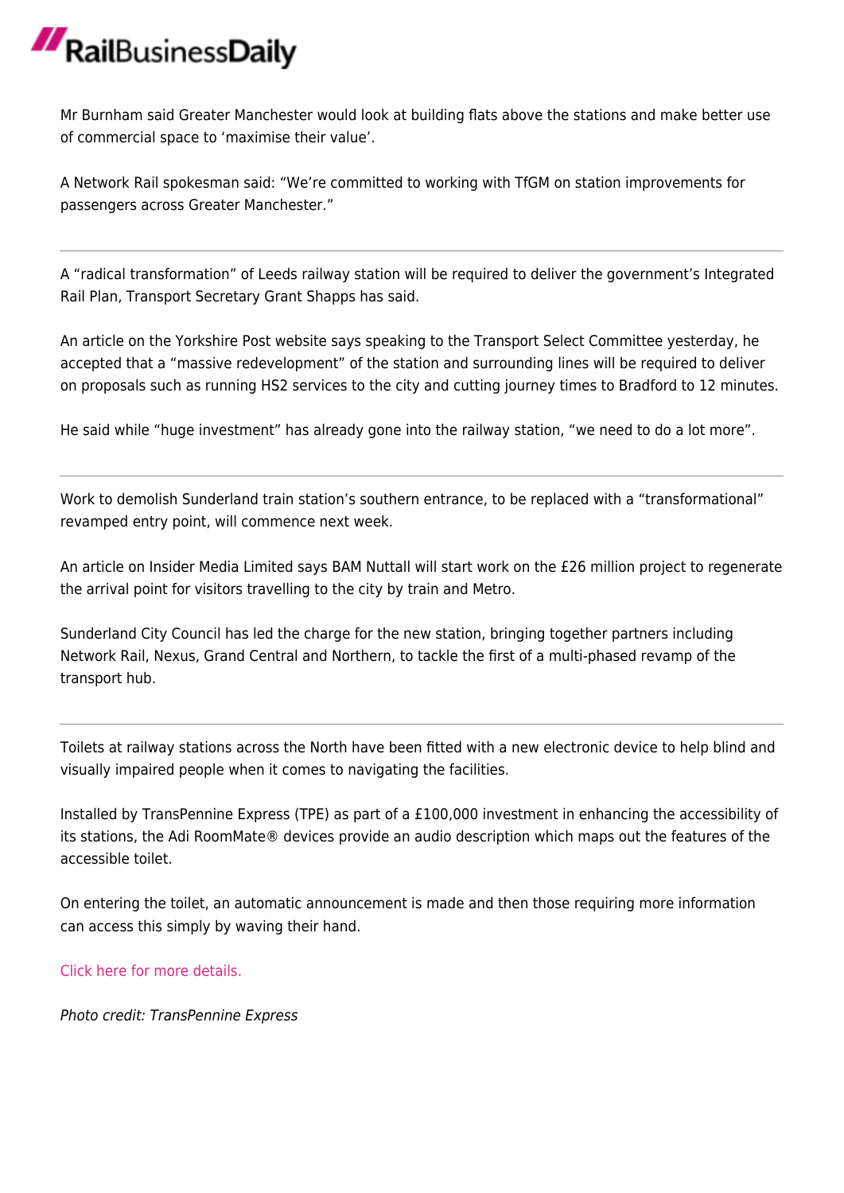Mr Burnham said Greater Manchester would look at building flats above the stations and make better use of commercial space to 'maximise their value'.

A Network Rail spokesman said: "We're committed to working with TfGM on station improvements for passengers across Greater Manchester."

---

A "radical transformation" of Leeds railway station will be required to deliver the government's Integrated Rail Plan, Transport Secretary Grant Shapps has said.

An article on the Yorkshire Post website says speaking to the Transport Select Committee yesterday, he accepted that a "massive redevelopment" of the station and surrounding lines will be required to deliver on proposals such as running HS2 services to the city and cutting journey times to Bradford to 12 minutes.

He said while "huge investment" has already gone into the railway station, "we need to do a lot more".

---

Work to demolish Sunderland train station's southern entrance, to be replaced with a "transformational" revamped entry point, will commence next week.

An article on Insider Media Limited says BAM Nuttall will start work on the £26 million project to regenerate the arrival point for visitors travelling to the city by train and Metro.

Sunderland City Council has led the charge for the new station, bringing together partners including Network Rail, Nexus, Grand Central and Northern, to tackle the first of a multi-phased revamp of the transport hub.

---

Toilets at railway stations across the North have been fitted with a new electronic device to help blind and visually impaired people when it comes to navigating the facilities.

Installed by TransPennine Express (TPE) as part of a £100,000 investment in enhancing the accessibility of its stations, the Adi RoomMate® devices provide an audio description which maps out the features of the accessible toilet.

On entering the toilet, an automatic announcement is made and then those requiring more information can access this simply by waving their hand.

Click here for more details.

*Photo credit: TransPennine Express*